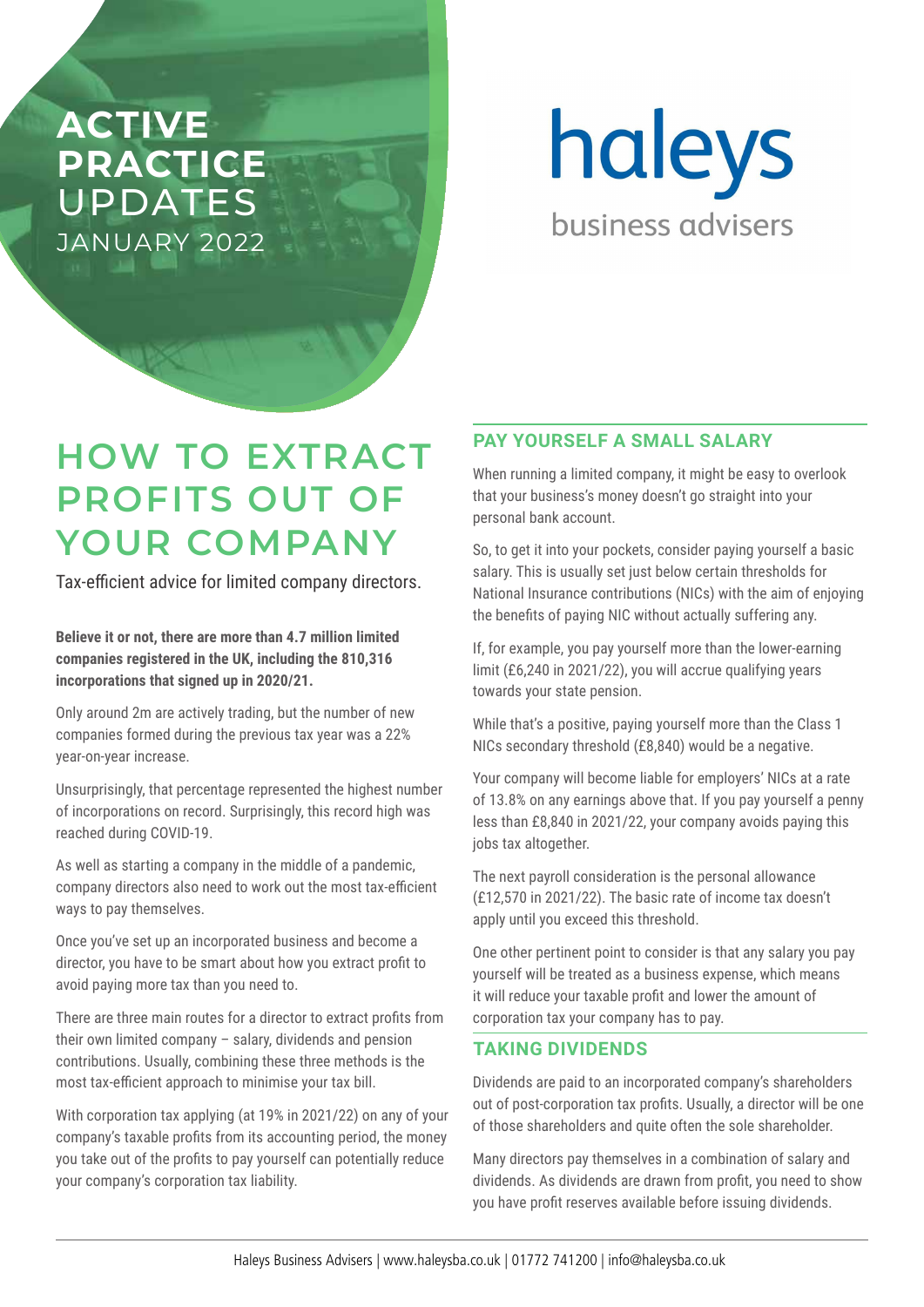**ACTIVE PRACTICE UPDATES**
JANUARY 2022

haleys
business advisers

# HOW TO EXTRACT PROFITS OUT OF YOUR COMPANY

Tax-efficient advice for limited company directors.

**Believe it or not, there are more than 4.7 million limited companies registered in the UK, including the 810,316 incorporations that signed up in 2020/21.**

Only around 2m are actively trading, but the number of new companies formed during the previous tax year was a 22% year-on-year increase.

Unsurprisingly, that percentage represented the highest number of incorporations on record. Surprisingly, this record high was reached during COVID-19.

As well as starting a company in the middle of a pandemic, company directors also need to work out the most tax-efficient ways to pay themselves.

Once you've set up an incorporated business and become a director, you have to be smart about how you extract profit to avoid paying more tax than you need to.

There are three main routes for a director to extract profits from their own limited company – salary, dividends and pension contributions. Usually, combining these three methods is the most tax-efficient approach to minimise your tax bill.

With corporation tax applying (at 19% in 2021/22) on any of your company's taxable profits from its accounting period, the money you take out of the profits to pay yourself can potentially reduce your company's corporation tax liability.

## PAY YOURSELF A SMALL SALARY

When running a limited company, it might be easy to overlook that your business's money doesn't go straight into your personal bank account.

So, to get it into your pockets, consider paying yourself a basic salary. This is usually set just below certain thresholds for National Insurance contributions (NICs) with the aim of enjoying the benefits of paying NIC without actually suffering any.

If, for example, you pay yourself more than the lower-earning limit (£6,240 in 2021/22), you will accrue qualifying years towards your state pension.

While that's a positive, paying yourself more than the Class 1 NICs secondary threshold (£8,840) would be a negative.

Your company will become liable for employers' NICs at a rate of 13.8% on any earnings above that. If you pay yourself a penny less than £8,840 in 2021/22, your company avoids paying this jobs tax altogether.

The next payroll consideration is the personal allowance (£12,570 in 2021/22). The basic rate of income tax doesn't apply until you exceed this threshold.

One other pertinent point to consider is that any salary you pay yourself will be treated as a business expense, which means it will reduce your taxable profit and lower the amount of corporation tax your company has to pay.

## TAKING DIVIDENDS

Dividends are paid to an incorporated company's shareholders out of post-corporation tax profits. Usually, a director will be one of those shareholders and quite often the sole shareholder.

Many directors pay themselves in a combination of salary and dividends. As dividends are drawn from profit, you need to show you have profit reserves available before issuing dividends.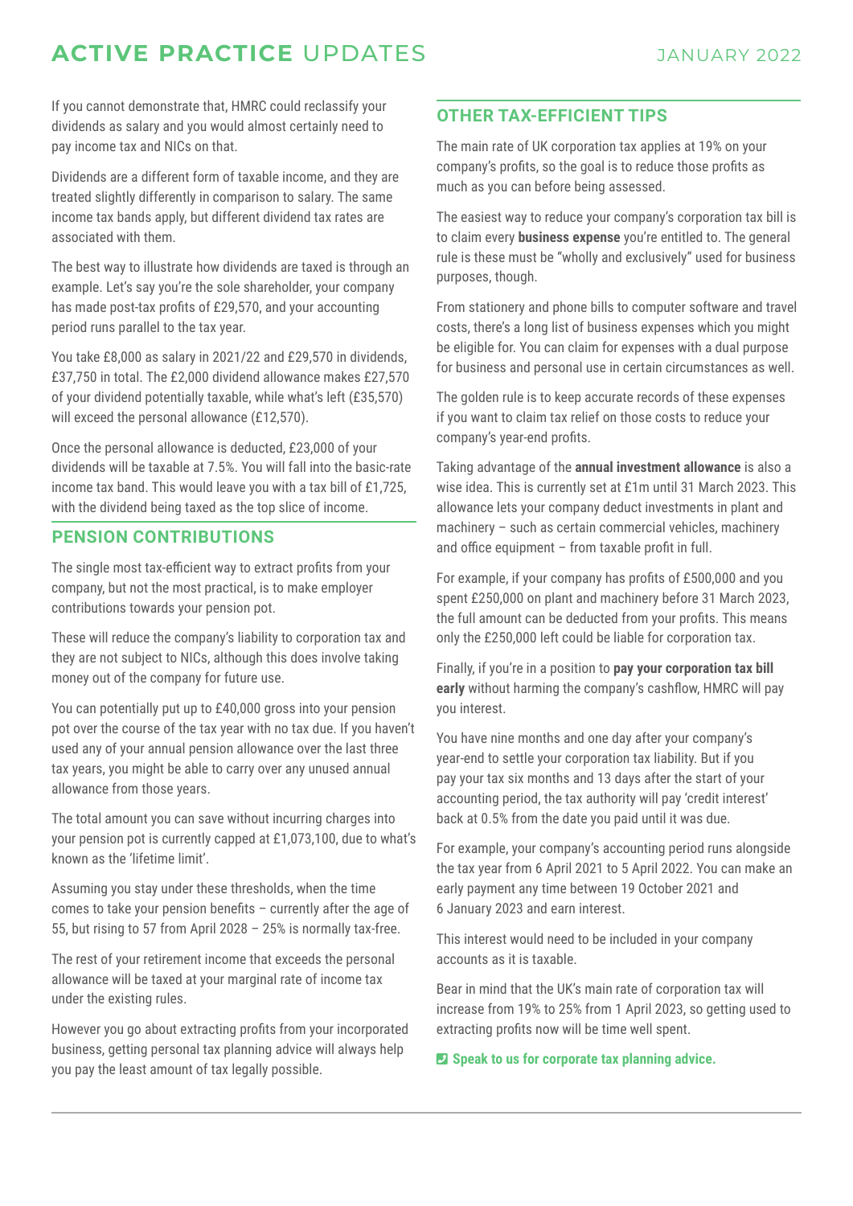If you cannot demonstrate that, HMRC could reclassify your dividends as salary and you would almost certainly need to pay income tax and NICs on that.

Dividends are a different form of taxable income, and they are treated slightly differently in comparison to salary. The same income tax bands apply, but different dividend tax rates are associated with them.

The best way to illustrate how dividends are taxed is through an example. Let's say you're the sole shareholder, your company has made post-tax profits of £29,570, and your accounting period runs parallel to the tax year.

You take £8,000 as salary in 2021/22 and £29,570 in dividends, £37,750 in total. The £2,000 dividend allowance makes £27,570 of your dividend potentially taxable, while what's left (£35,570) will exceed the personal allowance (£12,570).

Once the personal allowance is deducted, £23,000 of your dividends will be taxable at 7.5%. You will fall into the basic-rate income tax band. This would leave you with a tax bill of £1,725, with the dividend being taxed as the top slice of income.

## PENSION CONTRIBUTIONS

The single most tax-efficient way to extract profits from your company, but not the most practical, is to make employer contributions towards your pension pot.

These will reduce the company's liability to corporation tax and they are not subject to NICs, although this does involve taking money out of the company for future use.

You can potentially put up to £40,000 gross into your pension pot over the course of the tax year with no tax due. If you haven't used any of your annual pension allowance over the last three tax years, you might be able to carry over any unused annual allowance from those years.

The total amount you can save without incurring charges into your pension pot is currently capped at £1,073,100, due to what's known as the 'lifetime limit'.

Assuming you stay under these thresholds, when the time comes to take your pension benefits – currently after the age of 55, but rising to 57 from April 2028 – 25% is normally tax-free.

The rest of your retirement income that exceeds the personal allowance will be taxed at your marginal rate of income tax under the existing rules.

However you go about extracting profits from your incorporated business, getting personal tax planning advice will always help you pay the least amount of tax legally possible.

## OTHER TAX-EFFICIENT TIPS

The main rate of UK corporation tax applies at 19% on your company's profits, so the goal is to reduce those profits as much as you can before being assessed.

The easiest way to reduce your company's corporation tax bill is to claim every **business expense** you're entitled to. The general rule is these must be "wholly and exclusively" used for business purposes, though.

From stationery and phone bills to computer software and travel costs, there's a long list of business expenses which you might be eligible for. You can claim for expenses with a dual purpose for business and personal use in certain circumstances as well.

The golden rule is to keep accurate records of these expenses if you want to claim tax relief on those costs to reduce your company's year-end profits.

Taking advantage of the **annual investment allowance** is also a wise idea. This is currently set at £1m until 31 March 2023. This allowance lets your company deduct investments in plant and machinery – such as certain commercial vehicles, machinery and office equipment – from taxable profit in full.

For example, if your company has profits of £500,000 and you spent £250,000 on plant and machinery before 31 March 2023, the full amount can be deducted from your profits. This means only the £250,000 left could be liable for corporation tax.

Finally, if you're in a position to **pay your corporation tax bill early** without harming the company's cashflow, HMRC will pay you interest.

You have nine months and one day after your company's year-end to settle your corporation tax liability. But if you pay your tax six months and 13 days after the start of your accounting period, the tax authority will pay 'credit interest' back at 0.5% from the date you paid until it was due.

For example, your company's accounting period runs alongside the tax year from 6 April 2021 to 5 April 2022. You can make an early payment any time between 19 October 2021 and 6 January 2023 and earn interest.

This interest would need to be included in your company accounts as it is taxable.

Bear in mind that the UK's main rate of corporation tax will increase from 19% to 25% from 1 April 2023, so getting used to extracting profits now will be time well spent.

**Speak to us for corporate tax planning advice.**